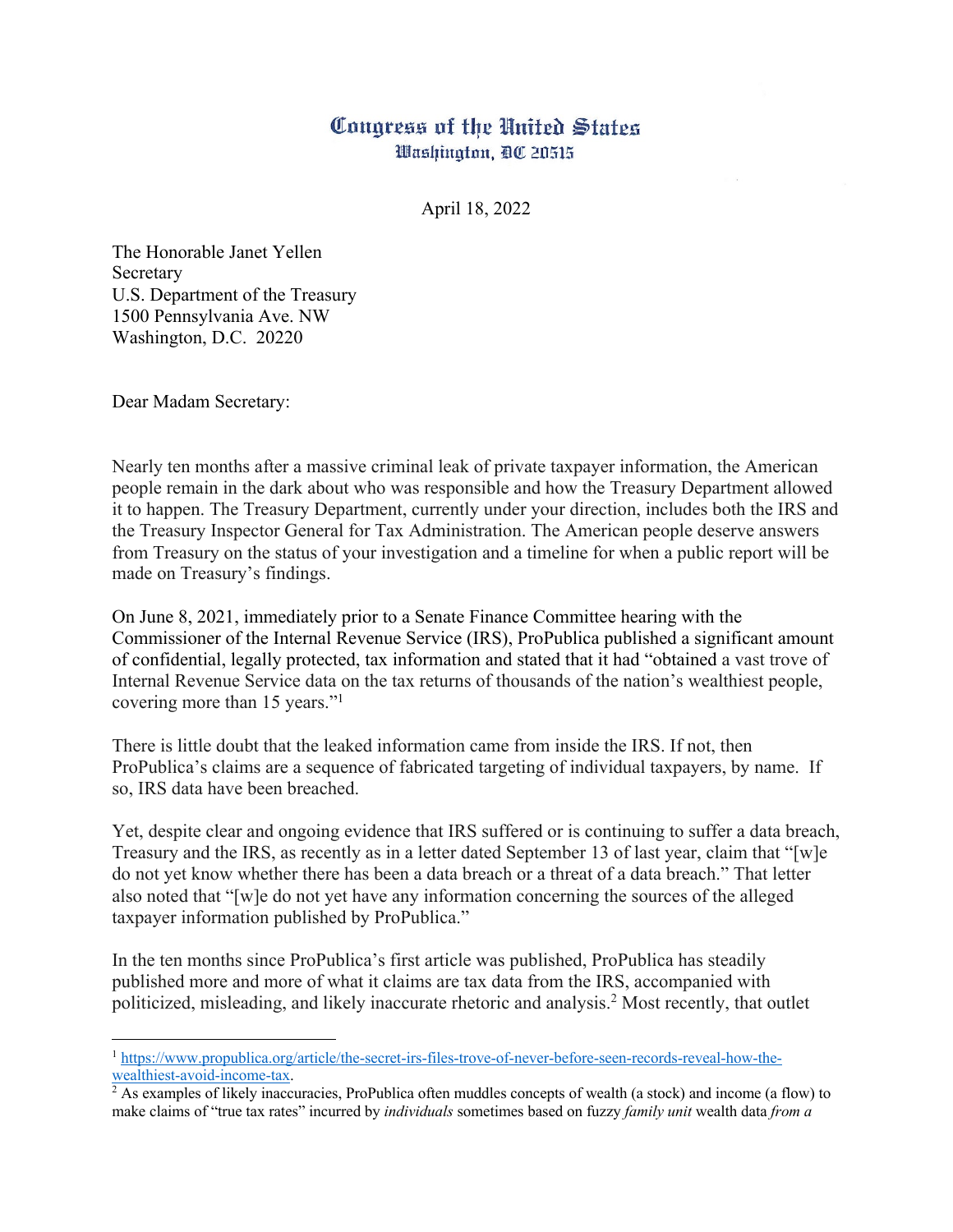# Congress of the United States
## Washington, DC 20515

April 18, 2022

The Honorable Janet Yellen
Secretary
U.S. Department of the Treasury
1500 Pennsylvania Ave. NW
Washington, D.C. 20220

Dear Madam Secretary:

Nearly ten months after a massive criminal leak of private taxpayer information, the American people remain in the dark about who was responsible and how the Treasury Department allowed it to happen. The Treasury Department, currently under your direction, includes both the IRS and the Treasury Inspector General for Tax Administration. The American people deserve answers from Treasury on the status of your investigation and a timeline for when a public report will be made on Treasury's findings.

On June 8, 2021, immediately prior to a Senate Finance Committee hearing with the Commissioner of the Internal Revenue Service (IRS), ProPublica published a significant amount of confidential, legally protected, tax information and stated that it had "obtained a vast trove of Internal Revenue Service data on the tax returns of thousands of the nation's wealthiest people, covering more than 15 years."[1]

There is little doubt that the leaked information came from inside the IRS. If not, then ProPublica's claims are a sequence of fabricated targeting of individual taxpayers, by name. If so, IRS data have been breached.

Yet, despite clear and ongoing evidence that IRS suffered or is continuing to suffer a data breach, Treasury and the IRS, as recently as in a letter dated September 13 of last year, claim that "[w]e do not yet know whether there has been a data breach or a threat of a data breach." That letter also noted that "[w]e do not yet have any information concerning the sources of the alleged taxpayer information published by ProPublica."

In the ten months since ProPublica's first article was published, ProPublica has steadily published more and more of what it claims are tax data from the IRS, accompanied with politicized, misleading, and likely inaccurate rhetoric and analysis.[2] Most recently, that outlet

---

[1] https://www.propublica.org/article/the-secret-irs-files-trove-of-never-before-seen-records-reveal-how-the-wealthiest-avoid-income-tax.

[2] As examples of likely inaccuracies, ProPublica often muddles concepts of wealth (a stock) and income (a flow) to make claims of "true tax rates" incurred by *individuals* sometimes based on fuzzy *family unit* wealth data *from a*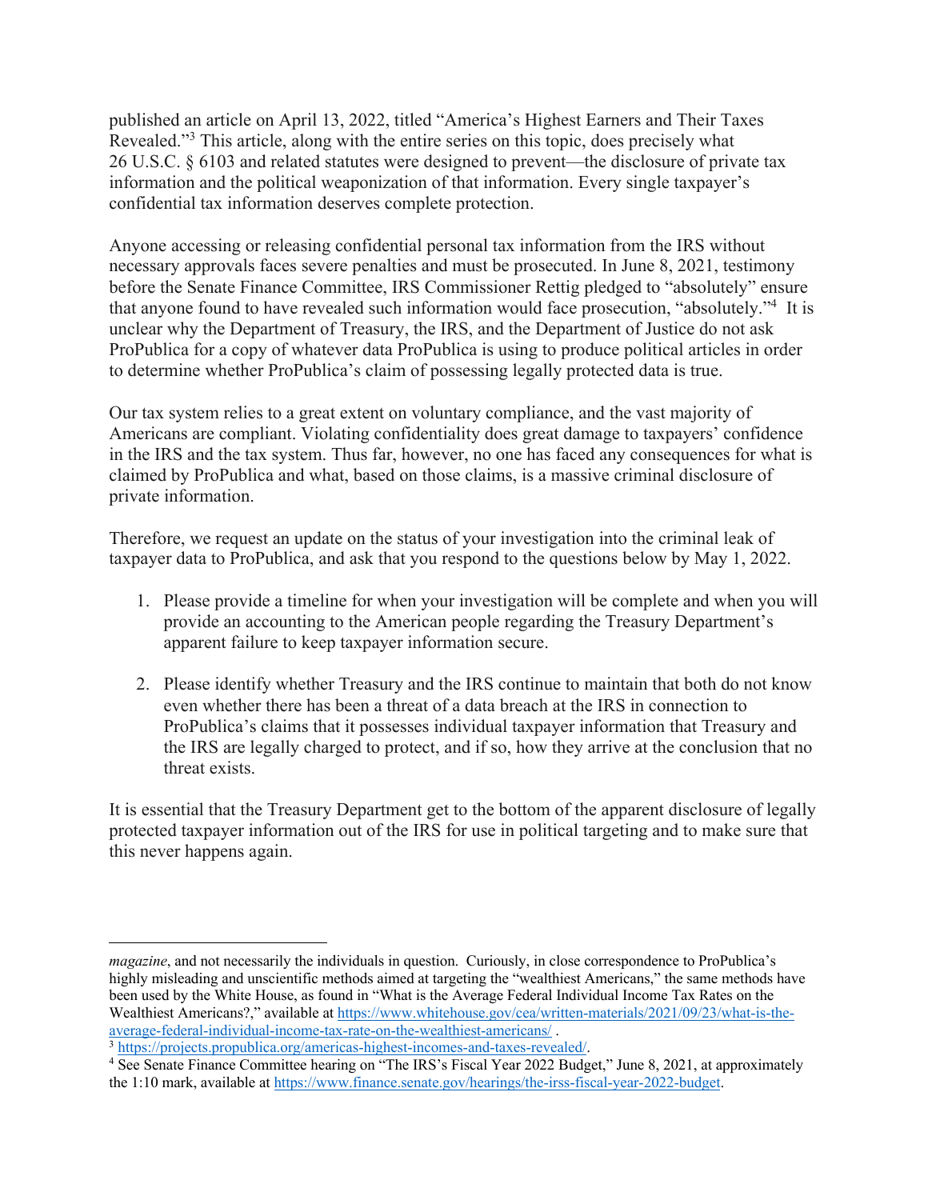published an article on April 13, 2022, titled "America's Highest Earners and Their Taxes Revealed."[3] This article, along with the entire series on this topic, does precisely what 26 U.S.C. § 6103 and related statutes were designed to prevent—the disclosure of private tax information and the political weaponization of that information. Every single taxpayer's confidential tax information deserves complete protection.

Anyone accessing or releasing confidential personal tax information from the IRS without necessary approvals faces severe penalties and must be prosecuted. In June 8, 2021, testimony before the Senate Finance Committee, IRS Commissioner Rettig pledged to "absolutely" ensure that anyone found to have revealed such information would face prosecution, "absolutely."[4] It is unclear why the Department of Treasury, the IRS, and the Department of Justice do not ask ProPublica for a copy of whatever data ProPublica is using to produce political articles in order to determine whether ProPublica's claim of possessing legally protected data is true.

Our tax system relies to a great extent on voluntary compliance, and the vast majority of Americans are compliant. Violating confidentiality does great damage to taxpayers' confidence in the IRS and the tax system. Thus far, however, no one has faced any consequences for what is claimed by ProPublica and what, based on those claims, is a massive criminal disclosure of private information.

Therefore, we request an update on the status of your investigation into the criminal leak of taxpayer data to ProPublica, and ask that you respond to the questions below by May 1, 2022.

1. Please provide a timeline for when your investigation will be complete and when you will provide an accounting to the American people regarding the Treasury Department's apparent failure to keep taxpayer information secure.

2. Please identify whether Treasury and the IRS continue to maintain that both do not know even whether there has been a threat of a data breach at the IRS in connection to ProPublica's claims that it possesses individual taxpayer information that Treasury and the IRS are legally charged to protect, and if so, how they arrive at the conclusion that no threat exists.

It is essential that the Treasury Department get to the bottom of the apparent disclosure of legally protected taxpayer information out of the IRS for use in political targeting and to make sure that this never happens again.

---

*magazine*, and not necessarily the individuals in question. Curiously, in close correspondence to ProPublica's highly misleading and unscientific methods aimed at targeting the "wealthiest Americans," the same methods have been used by the White House, as found in "What is the Average Federal Individual Income Tax Rates on the Wealthiest Americans?," available at https://www.whitehouse.gov/cea/written-materials/2021/09/23/what-is-the-average-federal-individual-income-tax-rate-on-the-wealthiest-americans/ .

[3] https://projects.propublica.org/americas-highest-incomes-and-taxes-revealed/.

[4] See Senate Finance Committee hearing on "The IRS's Fiscal Year 2022 Budget," June 8, 2021, at approximately the 1:10 mark, available at https://www.finance.senate.gov/hearings/the-irss-fiscal-year-2022-budget.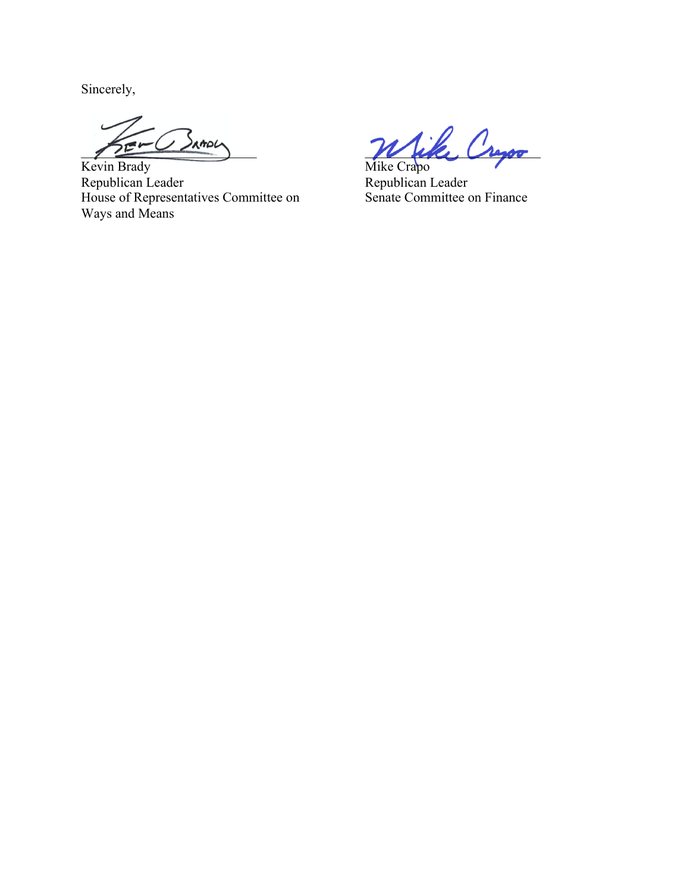Sincerely,

Kevin Brady
Republican Leader
House of Representatives Committee on Ways and Means

Mike Crapo
Republican Leader
Senate Committee on Finance